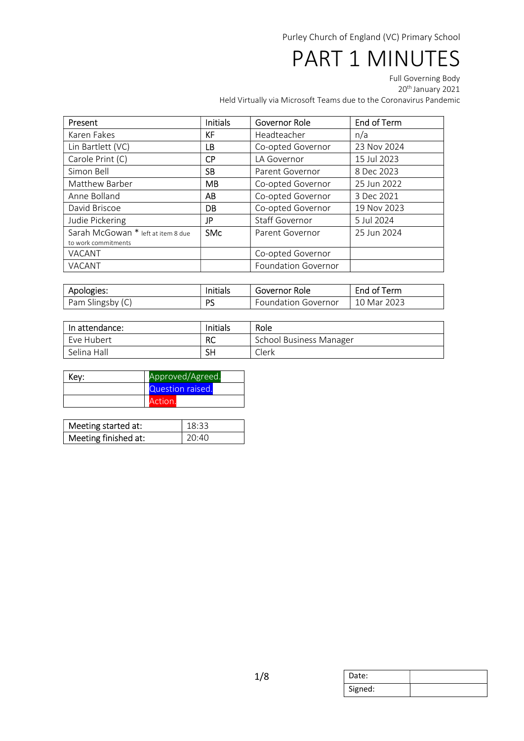Purley Church of England (VC) Primary School

# PART 1 MINUTES

Full Governing Body
20th January 2021
Held Virtually via Microsoft Teams due to the Coronavirus Pandemic

| Present | Initials | Governor Role | End of Term |
|---|---|---|---|
| Karen Fakes | KF | Headteacher | n/a |
| Lin Bartlett (VC) | LB | Co-opted Governor | 23 Nov 2024 |
| Carole Print (C) | CP | LA Governor | 15 Jul 2023 |
| Simon Bell | SB | Parent Governor | 8 Dec 2023 |
| Matthew Barber | MB | Co-opted Governor | 25 Jun 2022 |
| Anne Bolland | AB | Co-opted Governor | 3 Dec 2021 |
| David Briscoe | DB | Co-opted Governor | 19 Nov 2023 |
| Judie Pickering | JP | Staff Governor | 5 Jul 2024 |
| Sarah McGowan * left at item 8 due to work commitments | SMc | Parent Governor | 25 Jun 2024 |
| VACANT | | Co-opted Governor | |
| VACANT | | Foundation Governor | |

| Apologies: | Initials | Governor Role | End of Term |
|---|---|---|---|
| Pam Slingsby (C) | PS | Foundation Governor | 10 Mar 2023 |

| In attendance: | Initials | Role |
|---|---|---|
| Eve Hubert | RC | School Business Manager |
| Selina Hall | SH | Clerk |

| Key: | |
|---|---|
| | Approved/Agreed. |
| | Question raised. |
| | Action. |

| Meeting started at: | 18:33 |
|---|---|
| Meeting finished at: | 20:40 |

| Date: | |
|---|---|
| Signed: | |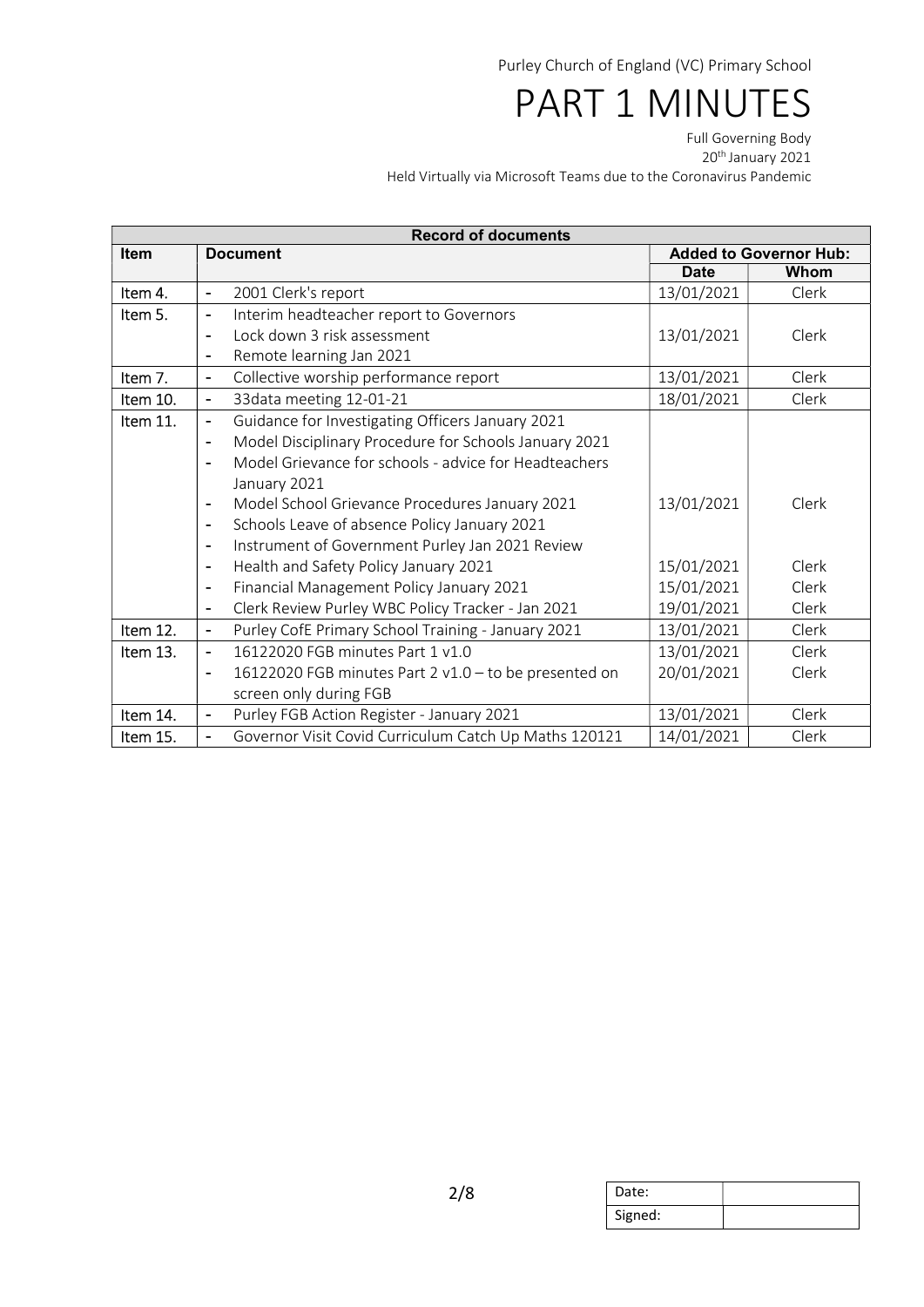| Record of documents | | | |
|---|---|---|---|
| **Item** | **Document** | **Added to Governor Hub:** | |
| | | **Date** | **Whom** |
| Item 4. | - 2001 Clerk's report | 13/01/2021 | Clerk |
| Item 5. | - Interim headteacher report to Governors<br>- Lock down 3 risk assessment<br>- Remote learning Jan 2021 | 13/01/2021 | Clerk |
| Item 7. | - Collective worship performance report | 13/01/2021 | Clerk |
| Item 10. | - 33data meeting 12-01-21 | 18/01/2021 | Clerk |
| Item 11. | - Guidance for Investigating Officers January 2021<br>- Model Disciplinary Procedure for Schools January 2021<br>- Model Grievance for schools - advice for Headteachers January 2021<br>- Model School Grievance Procedures January 2021<br>- Schools Leave of absence Policy January 2021<br>- Instrument of Government Purley Jan 2021 Review | 13/01/2021 | Clerk |
| | - Health and Safety Policy January 2021 | 15/01/2021 | Clerk |
| | - Financial Management Policy January 2021 | 15/01/2021 | Clerk |
| | - Clerk Review Purley WBC Policy Tracker - Jan 2021 | 19/01/2021 | Clerk |
| Item 12. | - Purley CofE Primary School Training - January 2021 | 13/01/2021 | Clerk |
| Item 13. | - 16122020 FGB minutes Part 1 v1.0 | 13/01/2021 | Clerk |
| | - 16122020 FGB minutes Part 2 v1.0 – to be presented on screen only during FGB | 20/01/2021 | Clerk |
| Item 14. | - Purley FGB Action Register - January 2021 | 13/01/2021 | Clerk |
| Item 15. | - Governor Visit Covid Curriculum Catch Up Maths 120121 | 14/01/2021 | Clerk |

| Date: | |
|---|---|
| Signed: | |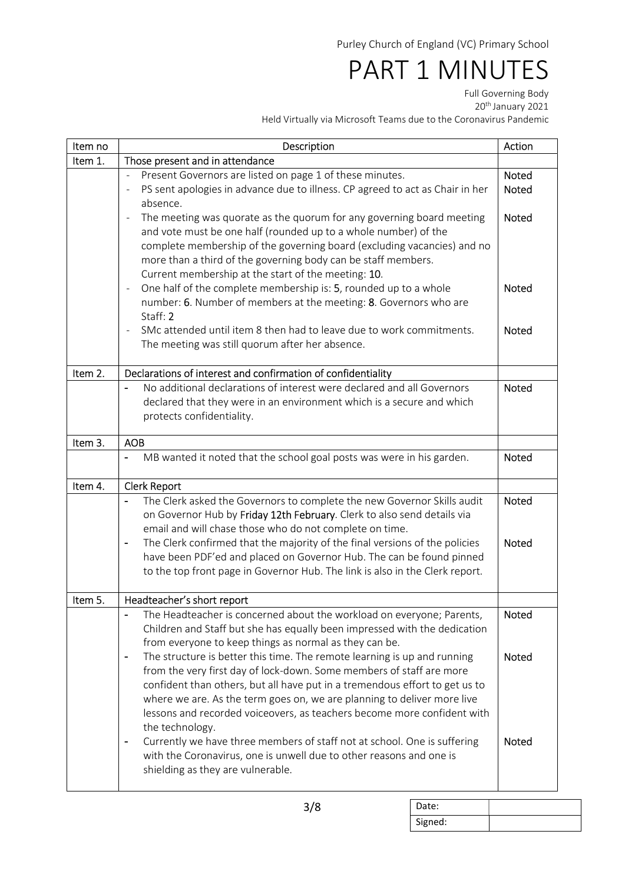Purley Church of England (VC) Primary School

# PART 1 MINUTES

Full Governing Body
20th January 2021
Held Virtually via Microsoft Teams due to the Coronavirus Pandemic

| Item no | Description | Action |
|---|---|---|
| Item 1. | Those present and in attendance | |
| | - Present Governors are listed on page 1 of these minutes. | Noted |
| | - PS sent apologies in advance due to illness. CP agreed to act as Chair in her absence. | Noted |
| | - The meeting was quorate as the quorum for any governing board meeting and vote must be one half (rounded up to a whole number) of the complete membership of the governing board (excluding vacancies) and no more than a third of the governing body can be staff members. Current membership at the start of the meeting: **10**. | Noted |
| | - One half of the complete membership is: **5**, rounded up to a whole number: **6**. Number of members at the meeting: **8**. Governors who are Staff: **2** | Noted |
| | - SMc attended until item 8 then had to leave due to work commitments. The meeting was still quorum after her absence. | Noted |
| Item 2. | Declarations of interest and confirmation of confidentiality | |
| | - No additional declarations of interest were declared and all Governors declared that they were in an environment which is a secure and which protects confidentiality. | Noted |
| Item 3. | AOB | |
| | - MB wanted it noted that the school goal posts was were in his garden. | Noted |
| Item 4. | Clerk Report | |
| | - The Clerk asked the Governors to complete the new Governor Skills audit on Governor Hub by Friday 12th February. Clerk to also send details via email and will chase those who do not complete on time. | Noted |
| | - The Clerk confirmed that the majority of the final versions of the policies have been PDF'ed and placed on Governor Hub. The can be found pinned to the top front page in Governor Hub. The link is also in the Clerk report. | Noted |
| Item 5. | Headteacher's short report | |
| | - The Headteacher is concerned about the workload on everyone; Parents, Children and Staff but she has equally been impressed with the dedication from everyone to keep things as normal as they can be. | Noted |
| | - The structure is better this time. The remote learning is up and running from the very first day of lock-down. Some members of staff are more confident than others, but all have put in a tremendous effort to get us to where we are. As the term goes on, we are planning to deliver more live lessons and recorded voiceovers, as teachers become more confident with the technology. | Noted |
| | - Currently we have three members of staff not at school. One is suffering with the Coronavirus, one is unwell due to other reasons and one is shielding as they are vulnerable. | Noted |

| Date: | |
|---|---|
| Signed: | |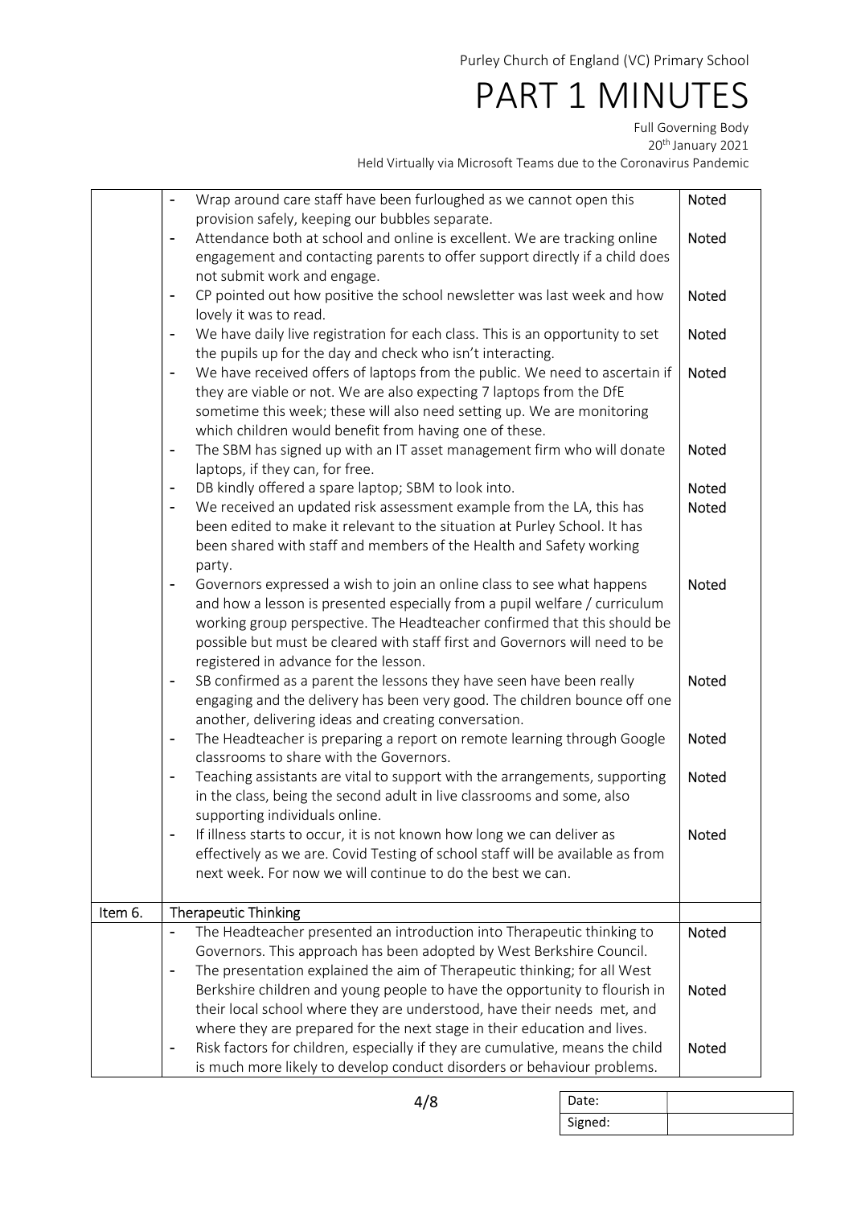| | | |
|---|---|---|
| | - Wrap around care staff have been furloughed as we cannot open this provision safely, keeping our bubbles separate. | Noted |
| | - Attendance both at school and online is excellent. We are tracking online engagement and contacting parents to offer support directly if a child does not submit work and engage. | Noted |
| | - CP pointed out how positive the school newsletter was last week and how lovely it was to read. | Noted |
| | - We have daily live registration for each class. This is an opportunity to set the pupils up for the day and check who isn't interacting. | Noted |
| | - We have received offers of laptops from the public. We need to ascertain if they are viable or not. We are also expecting 7 laptops from the DfE sometime this week; these will also need setting up. We are monitoring which children would benefit from having one of these. | Noted |
| | - The SBM has signed up with an IT asset management firm who will donate laptops, if they can, for free. | Noted |
| | - DB kindly offered a spare laptop; SBM to look into. | Noted |
| | - We received an updated risk assessment example from the LA, this has been edited to make it relevant to the situation at Purley School. It has been shared with staff and members of the Health and Safety working party. | Noted |
| | - Governors expressed a wish to join an online class to see what happens and how a lesson is presented especially from a pupil welfare / curriculum working group perspective. The Headteacher confirmed that this should be possible but must be cleared with staff first and Governors will need to be registered in advance for the lesson. | Noted |
| | - SB confirmed as a parent the lessons they have seen have been really engaging and the delivery has been very good. The children bounce off one another, delivering ideas and creating conversation. | Noted |
| | - The Headteacher is preparing a report on remote learning through Google classrooms to share with the Governors. | Noted |
| | - Teaching assistants are vital to support with the arrangements, supporting in the class, being the second adult in live classrooms and some, also supporting individuals online. | Noted |
| | - If illness starts to occur, it is not known how long we can deliver as effectively as we are. Covid Testing of school staff will be available as from next week. For now we will continue to do the best we can. | Noted |
| Item 6. | Therapeutic Thinking | |
| | - The Headteacher presented an introduction into Therapeutic thinking to Governors. This approach has been adopted by West Berkshire Council. | Noted |
| | - The presentation explained the aim of Therapeutic thinking; for all West Berkshire children and young people to have the opportunity to flourish in their local school where they are understood, have their needs met, and where they are prepared for the next stage in their education and lives. | Noted |
| | - Risk factors for children, especially if they are cumulative, means the child is much more likely to develop conduct disorders or behaviour problems. | Noted |

| Date: | |
|---|---|
| Signed: | |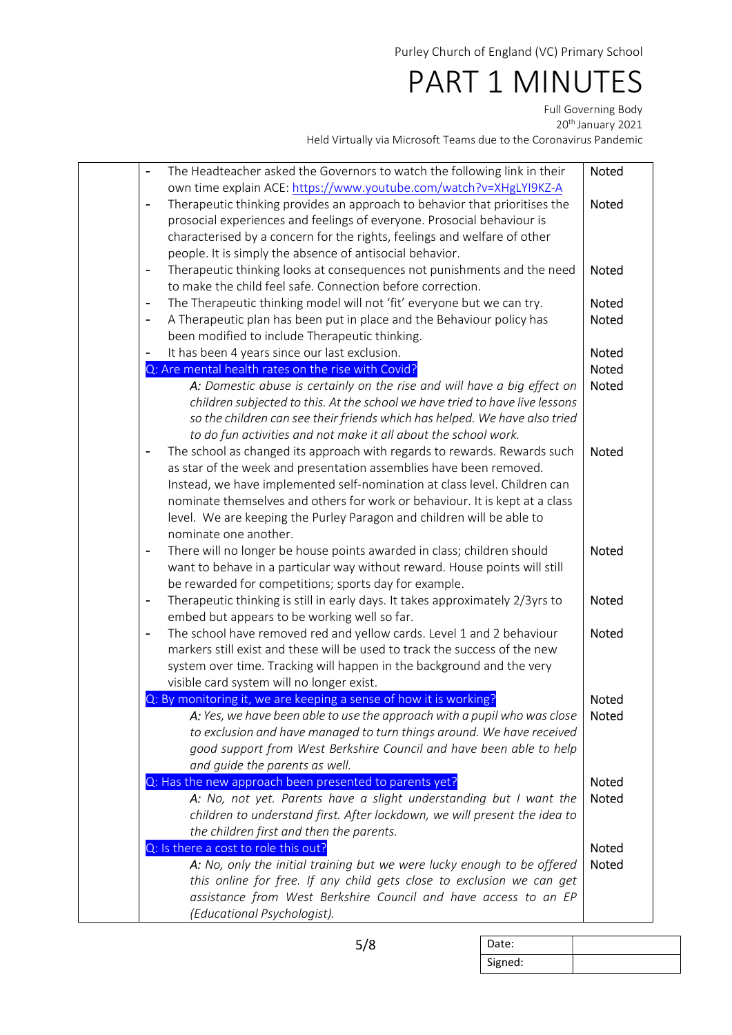| | | |
|---|---|---|
| | - The Headteacher asked the Governors to watch the following link in their own time explain ACE: https://www.youtube.com/watch?v=XHgLYI9KZ-A | Noted |
| | - Therapeutic thinking provides an approach to behavior that prioritises the prosocial experiences and feelings of everyone. Prosocial behaviour is characterised by a concern for the rights, feelings and welfare of other people. It is simply the absence of antisocial behavior. | Noted |
| | - Therapeutic thinking looks at consequences not punishments and the need to make the child feel safe. Connection before correction. | Noted |
| | - The Therapeutic thinking model will not 'fit' everyone but we can try. | Noted |
| | - A Therapeutic plan has been put in place and the Behaviour policy has been modified to include Therapeutic thinking. | Noted |
| | - It has been 4 years since our last exclusion. | Noted |
| | Q: Are mental health rates on the rise with Covid? | Noted |
| | *A: Domestic abuse is certainly on the rise and will have a big effect on children subjected to this. At the school we have tried to have live lessons so the children can see their friends which has helped. We have also tried to do fun activities and not make it all about the school work.* | Noted |
| | - The school as changed its approach with regards to rewards. Rewards such as star of the week and presentation assemblies have been removed. Instead, we have implemented self-nomination at class level. Children can nominate themselves and others for work or behaviour. It is kept at a class level. We are keeping the Purley Paragon and children will be able to nominate one another. | Noted |
| | - There will no longer be house points awarded in class; children should want to behave in a particular way without reward. House points will still be rewarded for competitions; sports day for example. | Noted |
| | - Therapeutic thinking is still in early days. It takes approximately 2/3yrs to embed but appears to be working well so far. | Noted |
| | - The school have removed red and yellow cards. Level 1 and 2 behaviour markers still exist and these will be used to track the success of the new system over time. Tracking will happen in the background and the very visible card system will no longer exist. | Noted |
| | Q: By monitoring it, we are keeping a sense of how it is working? | Noted |
| | *A: Yes, we have been able to use the approach with a pupil who was close to exclusion and have managed to turn things around. We have received good support from West Berkshire Council and have been able to help and guide the parents as well.* | Noted |
| | Q: Has the new approach been presented to parents yet? | Noted |
| | *A: No, not yet. Parents have a slight understanding but I want the children to understand first. After lockdown, we will present the idea to the children first and then the parents.* | Noted |
| | Q: Is there a cost to role this out? | Noted |
| | *A: No, only the initial training but we were lucky enough to be offered this online for free. If any child gets close to exclusion we can get assistance from West Berkshire Council and have access to an EP (Educational Psychologist).* | Noted |

| Date: | |
|---|---|
| Signed: | |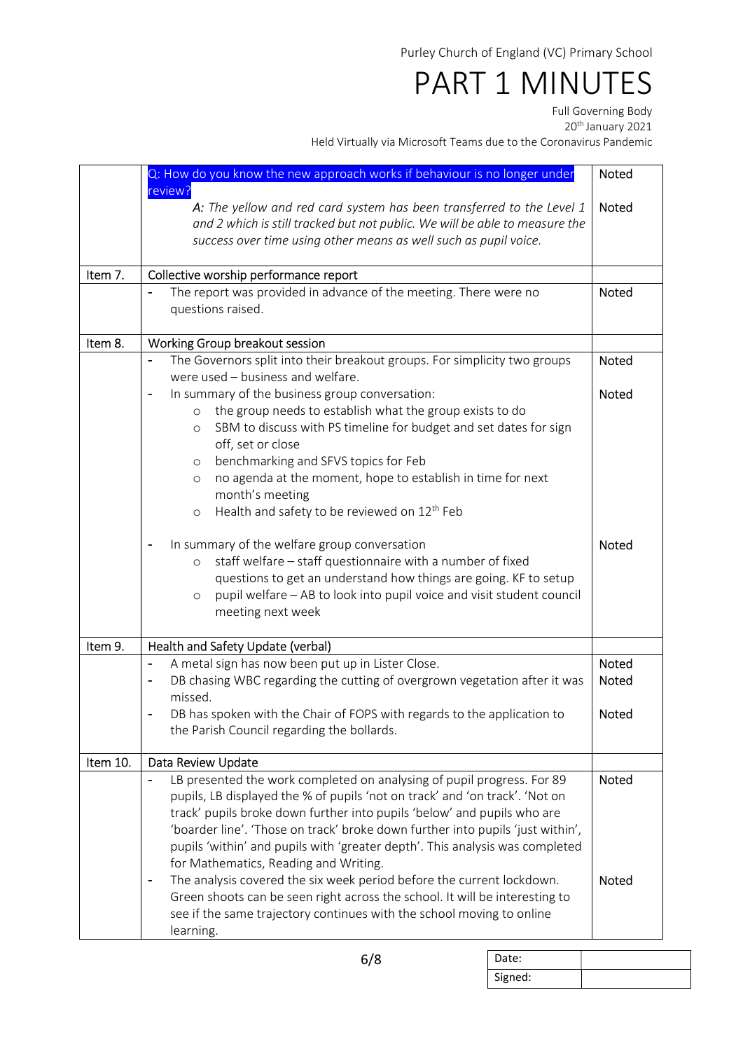Purley Church of England (VC) Primary School

# PART 1 MINUTES

Full Governing Body
20th January 2021
Held Virtually via Microsoft Teams due to the Coronavirus Pandemic

| | | |
|---|---|---|
| | Q: How do you know the new approach works if behaviour is no longer under review? | Noted |
| | *A: The yellow and red card system has been transferred to the Level 1 and 2 which is still tracked but not public. We will be able to measure the success over time using other means as well such as pupil voice.* | Noted |
| Item 7. | Collective worship performance report | |
| | - The report was provided in advance of the meeting. There were no questions raised. | Noted |
| Item 8. | Working Group breakout session | |
| | - The Governors split into their breakout groups. For simplicity two groups were used – business and welfare. | Noted |
| | - In summary of the business group conversation:<br>○ the group needs to establish what the group exists to do<br>○ SBM to discuss with PS timeline for budget and set dates for sign off, set or close<br>○ benchmarking and SFVS topics for Feb<br>○ no agenda at the moment, hope to establish in time for next month's meeting<br>○ Health and safety to be reviewed on 12th Feb | Noted |
| | - In summary of the welfare group conversation<br>○ staff welfare – staff questionnaire with a number of fixed questions to get an understand how things are going. KF to setup<br>○ pupil welfare – AB to look into pupil voice and visit student council meeting next week | Noted |
| Item 9. | Health and Safety Update (verbal) | |
| | - A metal sign has now been put up in Lister Close. | Noted |
| | - DB chasing WBC regarding the cutting of overgrown vegetation after it was missed. | Noted |
| | - DB has spoken with the Chair of FOPS with regards to the application to the Parish Council regarding the bollards. | Noted |
| Item 10. | Data Review Update | |
| | - LB presented the work completed on analysing of pupil progress. For 89 pupils, LB displayed the % of pupils 'not on track' and 'on track'. 'Not on track' pupils broke down further into pupils 'below' and pupils who are 'boarder line'. 'Those on track' broke down further into pupils 'just within', pupils 'within' and pupils with 'greater depth'. This analysis was completed for Mathematics, Reading and Writing. | Noted |
| | - The analysis covered the six week period before the current lockdown. Green shoots can be seen right across the school. It will be interesting to see if the same trajectory continues with the school moving to online learning. | Noted |

| Date: | |
|---|---|
| Signed: | |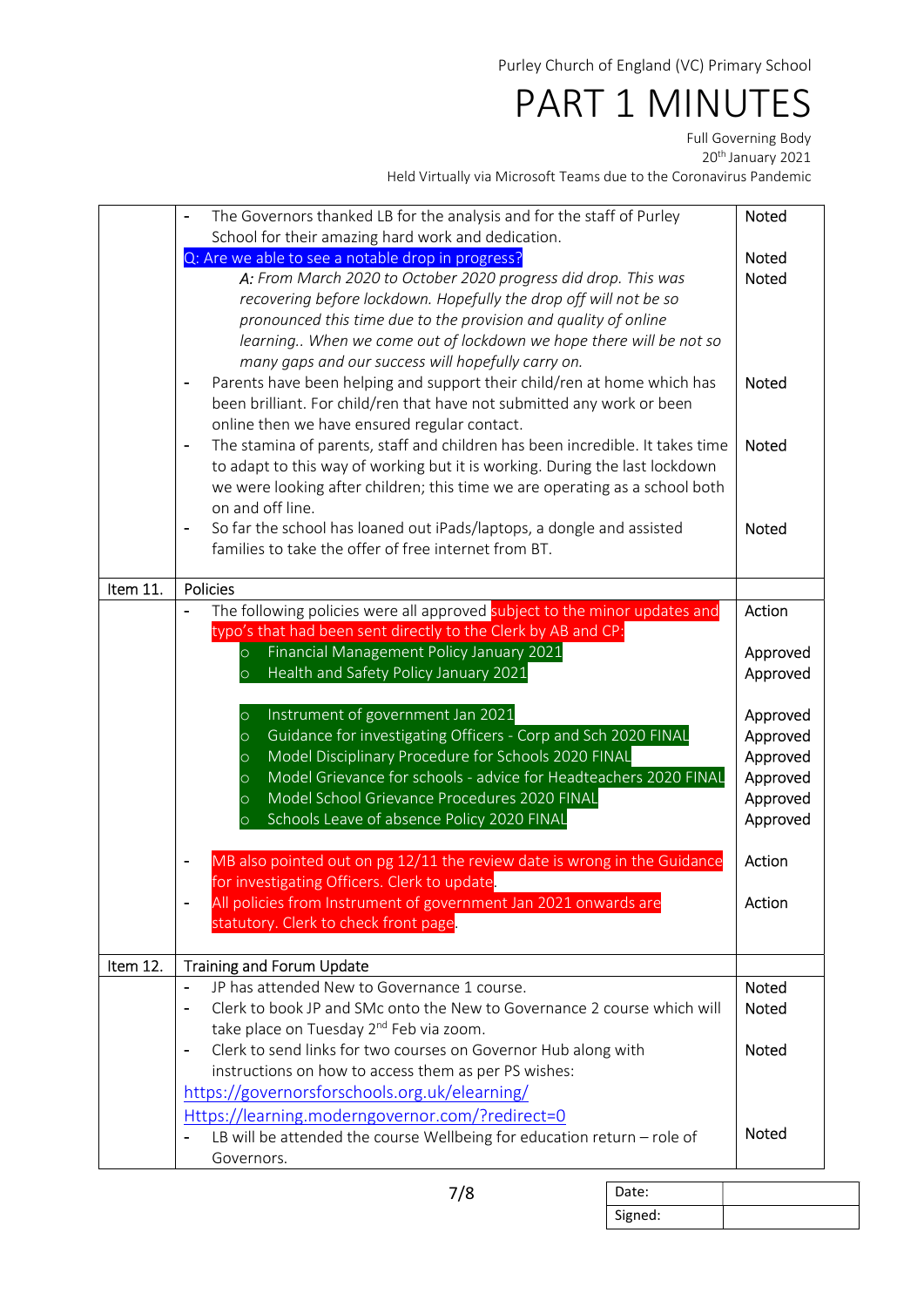Purley Church of England (VC) Primary School

# PART 1 MINUTES

Full Governing Body
20th January 2021
Held Virtually via Microsoft Teams due to the Coronavirus Pandemic

| | | |
|---|---|---|
| | - The Governors thanked LB for the analysis and for the staff of Purley School for their amazing hard work and dedication.<br>Q: Are we able to see a notable drop in progress?<br>*A: From March 2020 to October 2020 progress did drop. This was recovering before lockdown. Hopefully the drop off will not be so pronounced this time due to the provision and quality of online learning.. When we come out of lockdown we hope there will be not so many gaps and our success will hopefully carry on.*<br>- Parents have been helping and support their child/ren at home which has been brilliant. For child/ren that have not submitted any work or been online then we have ensured regular contact.<br>- The stamina of parents, staff and children has been incredible. It takes time to adapt to this way of working but it is working. During the last lockdown we were looking after children; this time we are operating as a school both on and off line.<br>- So far the school has loaned out iPads/laptops, a dongle and assisted families to take the offer of free internet from BT. | Noted<br><br>Noted<br>Noted<br><br>Noted<br><br>Noted<br><br>Noted |
| Item 11. | Policies | |
| | - The following policies were all approved subject to the minor updates and typo's that had been sent directly to the Clerk by AB and CP:<br>○ Financial Management Policy January 2021<br>○ Health and Safety Policy January 2021<br><br>○ Instrument of government Jan 2021<br>○ Guidance for investigating Officers - Corp and Sch 2020 FINAL<br>○ Model Disciplinary Procedure for Schools 2020 FINAL<br>○ Model Grievance for schools - advice for Headteachers 2020 FINAL<br>○ Model School Grievance Procedures 2020 FINAL<br>○ Schools Leave of absence Policy 2020 FINAL<br><br>- MB also pointed out on pg 12/11 the review date is wrong in the Guidance for investigating Officers. Clerk to update.<br>- All policies from Instrument of government Jan 2021 onwards are statutory. Clerk to check front page. | Action<br><br>Approved<br>Approved<br><br>Approved<br>Approved<br>Approved<br>Approved<br>Approved<br>Approved<br><br>Action<br><br>Action |
| Item 12. | Training and Forum Update | |
| | - JP has attended New to Governance 1 course.<br>- Clerk to book JP and SMc onto the New to Governance 2 course which will take place on Tuesday 2nd Feb via zoom.<br>- Clerk to send links for two courses on Governor Hub along with instructions on how to access them as per PS wishes:<br>https://governorsforschools.org.uk/elearning/<br>Https://learning.moderngovernor.com/?redirect=0<br>- LB will be attended the course Wellbeing for education return – role of Governors. | Noted<br>Noted<br><br>Noted<br><br><br><br>Noted |

| Date: | |
|---|---|
| Signed: | |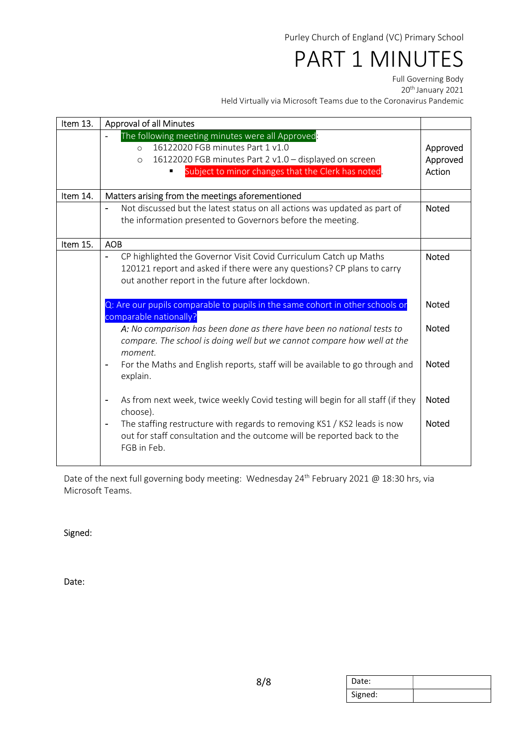Purley Church of England (VC) Primary School

# PART 1 MINUTES

Full Governing Body
20th January 2021
Held Virtually via Microsoft Teams due to the Coronavirus Pandemic

| | | |
|---|---|---|
| Item 13. | Approval of all Minutes | |
| | - The following meeting minutes were all Approved:<br>  ○ 16122020 FGB minutes Part 1 v1.0<br>  ○ 16122020 FGB minutes Part 2 v1.0 – displayed on screen<br>    ▪ Subject to minor changes that the Clerk has noted. | Approved<br>Approved<br>Action |
| Item 14. | Matters arising from the meetings aforementioned | |
| | - Not discussed but the latest status on all actions was updated as part of the information presented to Governors before the meeting. | Noted |
| Item 15. | AOB | |
| | - CP highlighted the Governor Visit Covid Curriculum Catch up Maths 120121 report and asked if there were any questions? CP plans to carry out another report in the future after lockdown. | Noted |
| | Q: Are our pupils comparable to pupils in the same cohort in other schools or comparable nationally? | Noted |
| | *A: No comparison has been done as there have been no national tests to compare. The school is doing well but we cannot compare how well at the moment.* | Noted |
| | - For the Maths and English reports, staff will be available to go through and explain. | Noted |
| | - As from next week, twice weekly Covid testing will begin for all staff (if they choose). | Noted |
| | - The staffing restructure with regards to removing KS1 / KS2 leads is now out for staff consultation and the outcome will be reported back to the FGB in Feb. | Noted |

Date of the next full governing body meeting: Wednesday 24th February 2021 @ 18:30 hrs, via Microsoft Teams.

Signed:

Date:

| | |
|---|---|
| Date: | |
| Signed: | |